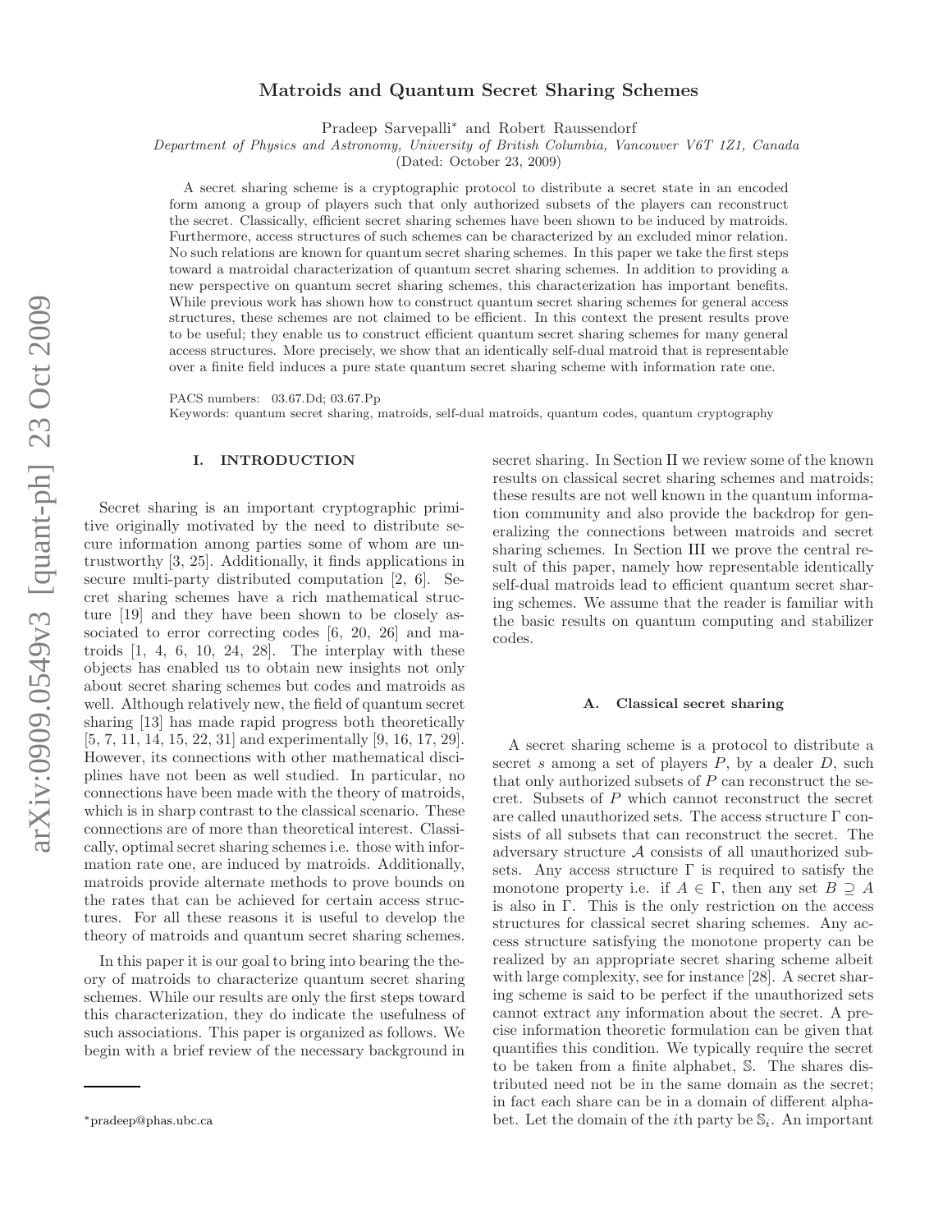# Matroids and Quantum Secret Sharing Schemes

Pradeep Sarvepalli* and Robert Raussendorf

*Department of Physics and Astronomy, University of British Columbia, Vancouver V6T 1Z1, Canada*

(Dated: October 23, 2009)

A secret sharing scheme is a cryptographic protocol to distribute a secret state in an encoded form among a group of players such that only authorized subsets of the players can reconstruct the secret. Classically, efficient secret sharing schemes have been shown to be induced by matroids. Furthermore, access structures of such schemes can be characterized by an excluded minor relation. No such relations are known for quantum secret sharing schemes. In this paper we take the first steps toward a matroidal characterization of quantum secret sharing schemes. In addition to providing a new perspective on quantum secret sharing schemes, this characterization has important benefits. While previous work has shown how to construct quantum secret sharing schemes for general access structures, these schemes are not claimed to be efficient. In this context the present results prove to be useful; they enable us to construct efficient quantum secret sharing schemes for many general access structures. More precisely, we show that an identically self-dual matroid that is representable over a finite field induces a pure state quantum secret sharing scheme with information rate one.

PACS numbers: 03.67.Dd; 03.67.Pp

Keywords: quantum secret sharing, matroids, self-dual matroids, quantum codes, quantum cryptography

## I. INTRODUCTION

Secret sharing is an important cryptographic primitive originally motivated by the need to distribute secure information among parties some of whom are untrustworthy [3, 25]. Additionally, it finds applications in secure multi-party distributed computation [2, 6]. Secret sharing schemes have a rich mathematical structure [19] and they have been shown to be closely associated to error correcting codes [6, 20, 26] and matroids [1, 4, 6, 10, 24, 28]. The interplay with these objects has enabled us to obtain new insights not only about secret sharing schemes but codes and matroids as well. Although relatively new, the field of quantum secret sharing [13] has made rapid progress both theoretically [5, 7, 11, 14, 15, 22, 31] and experimentally [9, 16, 17, 29]. However, its connections with other mathematical disciplines have not been as well studied. In particular, no connections have been made with the theory of matroids, which is in sharp contrast to the classical scenario. These connections are of more than theoretical interest. Classically, optimal secret sharing schemes i.e. those with information rate one, are induced by matroids. Additionally, matroids provide alternate methods to prove bounds on the rates that can be achieved for certain access structures. For all these reasons it is useful to develop the theory of matroids and quantum secret sharing schemes.

In this paper it is our goal to bring into bearing the theory of matroids to characterize quantum secret sharing schemes. While our results are only the first steps toward this characterization, they do indicate the usefulness of such associations. This paper is organized as follows. We begin with a brief review of the necessary background in secret sharing. In Section II we review some of the known results on classical secret sharing schemes and matroids; these results are not well known in the quantum information community and also provide the backdrop for generalizing the connections between matroids and secret sharing schemes. In Section III we prove the central result of this paper, namely how representable identically self-dual matroids lead to efficient quantum secret sharing schemes. We assume that the reader is familiar with the basic results on quantum computing and stabilizer codes.

### A. Classical secret sharing

A secret sharing scheme is a protocol to distribute a secret $s$ among a set of players $P$, by a dealer $D$, such that only authorized subsets of $P$ can reconstruct the secret. Subsets of $P$ which cannot reconstruct the secret are called unauthorized sets. The access structure $\Gamma$ consists of all subsets that can reconstruct the secret. The adversary structure $\mathcal{A}$ consists of all unauthorized subsets. Any access structure $\Gamma$ is required to satisfy the monotone property i.e. if $A \in \Gamma$, then any set $B \supseteq A$ is also in $\Gamma$. This is the only restriction on the access structures for classical secret sharing schemes. Any access structure satisfying the monotone property can be realized by an appropriate secret sharing scheme albeit with large complexity, see for instance [28]. A secret sharing scheme is said to be perfect if the unauthorized sets cannot extract any information about the secret. A precise information theoretic formulation can be given that quantifies this condition. We typically require the secret to be taken from a finite alphabet, $\mathbb{S}$. The shares distributed need not be in the same domain as the secret; in fact each share can be in a domain of different alphabet. Let the domain of the $i$th party be $\mathbb{S}_i$. An important

*pradeep@phas.ubc.ca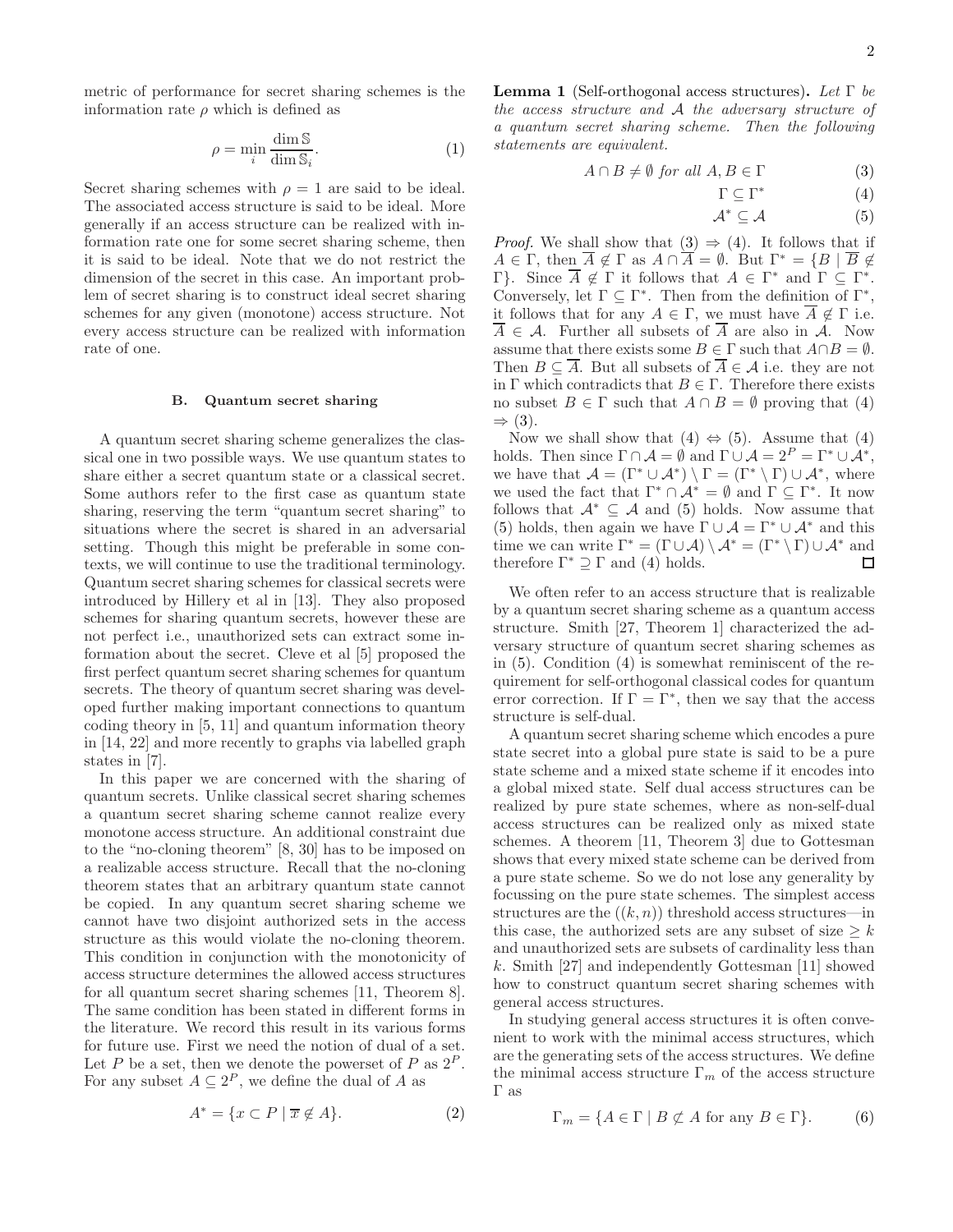metric of performance for secret sharing schemes is the information rate $\rho$ which is defined as

$$\rho = \min_i \frac{\dim \mathbb{S}}{\dim \mathbb{S}_i}. \tag{1}$$

Secret sharing schemes with $\rho = 1$ are said to be ideal. The associated access structure is said to be ideal. More generally if an access structure can be realized with information rate one for some secret sharing scheme, then it is said to be ideal. Note that we do not restrict the dimension of the secret in this case. An important problem of secret sharing is to construct ideal secret sharing schemes for any given (monotone) access structure. Not every access structure can be realized with information rate of one.

### B. Quantum secret sharing

A quantum secret sharing scheme generalizes the classical one in two possible ways. We use quantum states to share either a secret quantum state or a classical secret. Some authors refer to the first case as quantum state sharing, reserving the term "quantum secret sharing" to situations where the secret is shared in an adversarial setting. Though this might be preferable in some contexts, we will continue to use the traditional terminology. Quantum secret sharing schemes for classical secrets were introduced by Hillery et al in [13]. They also proposed schemes for sharing quantum secrets, however these are not perfect i.e., unauthorized sets can extract some information about the secret. Cleve et al [5] proposed the first perfect quantum secret sharing schemes for quantum secrets. The theory of quantum secret sharing was developed further making important connections to quantum coding theory in [5, 11] and quantum information theory in [14, 22] and more recently to graphs via labelled graph states in [7].

In this paper we are concerned with the sharing of quantum secrets. Unlike classical secret sharing schemes a quantum secret sharing scheme cannot realize every monotone access structure. An additional constraint due to the "no-cloning theorem" [8, 30] has to be imposed on a realizable access structure. Recall that the no-cloning theorem states that an arbitrary quantum state cannot be copied. In any quantum secret sharing scheme we cannot have two disjoint authorized sets in the access structure as this would violate the no-cloning theorem. This condition in conjunction with the monotonicity of access structure determines the allowed access structures for all quantum secret sharing schemes [11, Theorem 8]. The same condition has been stated in different forms in the literature. We record this result in its various forms for future use. First we need the notion of dual of a set. Let $P$ be a set, then we denote the powerset of $P$ as $2^P$. For any subset $A \subseteq 2^P$, we define the dual of $A$ as

$$A^* = \{x \subset P \mid \overline{x} \notin A\}. \tag{2}$$

**Lemma 1** (Self-orthogonal access structures)**.** *Let $\Gamma$ be the access structure and $\mathcal{A}$ the adversary structure of a quantum secret sharing scheme. Then the following statements are equivalent.*

$$A \cap B \neq \emptyset \text{ for all } A, B \in \Gamma \tag{3}$$

$$\Gamma \subseteq \Gamma^* \tag{4}$$

$$\mathcal{A}^* \subseteq \mathcal{A} \tag{5}$$

*Proof.* We shall show that (3) $\Rightarrow$ (4). It follows that if $A \in \Gamma$, then $\overline{A} \notin \Gamma$ as $A \cap \overline{A} = \emptyset$. But $\Gamma^* = \{B \mid \overline{B} \notin \Gamma\}$. Since $\overline{A} \notin \Gamma$ it follows that $A \in \Gamma^*$ and $\Gamma \subseteq \Gamma^*$. Conversely, let $\Gamma \subseteq \Gamma^*$. Then from the definition of $\Gamma^*$, it follows that for any $A \in \Gamma$, we must have $\overline{A} \notin \Gamma$ i.e. $\overline{A} \in \mathcal{A}$. Further all subsets of $\overline{A}$ are also in $\mathcal{A}$. Now assume that there exists some $B \in \Gamma$ such that $A \cap B = \emptyset$. Then $B \subseteq \overline{A}$. But all subsets of $\overline{A} \in \mathcal{A}$ i.e. they are not in $\Gamma$ which contradicts that $B \in \Gamma$. Therefore there exists no subset $B \in \Gamma$ such that $A \cap B = \emptyset$ proving that (4) $\Rightarrow$ (3).

Now we shall show that (4) $\Leftrightarrow$ (5). Assume that (4) holds. Then since $\Gamma \cap \mathcal{A} = \emptyset$ and $\Gamma \cup \mathcal{A} = 2^P = \Gamma^* \cup \mathcal{A}^*$, we have that $\mathcal{A} = (\Gamma^* \cup \mathcal{A}^*) \setminus \Gamma = (\Gamma^* \setminus \Gamma) \cup \mathcal{A}^*$, where we used the fact that $\Gamma^* \cap \mathcal{A}^* = \emptyset$ and $\Gamma \subseteq \Gamma^*$. It now follows that $\mathcal{A}^* \subseteq \mathcal{A}$ and (5) holds. Now assume that (5) holds, then again we have $\Gamma \cup \mathcal{A} = \Gamma^* \cup \mathcal{A}^*$ and this time we can write $\Gamma^* = (\Gamma \cup \mathcal{A}) \setminus \mathcal{A}^* = (\Gamma^* \setminus \Gamma) \cup \mathcal{A}^*$ and therefore $\Gamma^* \supseteq \Gamma$ and (4) holds. $\square$

We often refer to an access structure that is realizable by a quantum secret sharing scheme as a quantum access structure. Smith [27, Theorem 1] characterized the adversary structure of quantum secret sharing schemes as in (5). Condition (4) is somewhat reminiscent of the requirement for self-orthogonal classical codes for quantum error correction. If $\Gamma = \Gamma^*$, then we say that the access structure is self-dual.

A quantum secret sharing scheme which encodes a pure state secret into a global pure state is said to be a pure state scheme and a mixed state scheme if it encodes into a global mixed state. Self dual access structures can be realized by pure state schemes, where as non-self-dual access structures can be realized only as mixed state schemes. A theorem [11, Theorem 3] due to Gottesman shows that every mixed state scheme can be derived from a pure state scheme. So we do not lose any generality by focussing on the pure state schemes. The simplest access structures are the $((k, n))$ threshold access structures—in this case, the authorized sets are any subset of size $\geq k$ and unauthorized sets are subsets of cardinality less than $k$. Smith [27] and independently Gottesman [11] showed how to construct quantum secret sharing schemes with general access structures.

In studying general access structures it is often convenient to work with the minimal access structures, which are the generating sets of the access structures. We define the minimal access structure $\Gamma_m$ of the access structure $\Gamma$ as

$$\Gamma_m = \{A \in \Gamma \mid B \not\subset A \text{ for any } B \in \Gamma\}. \tag{6}$$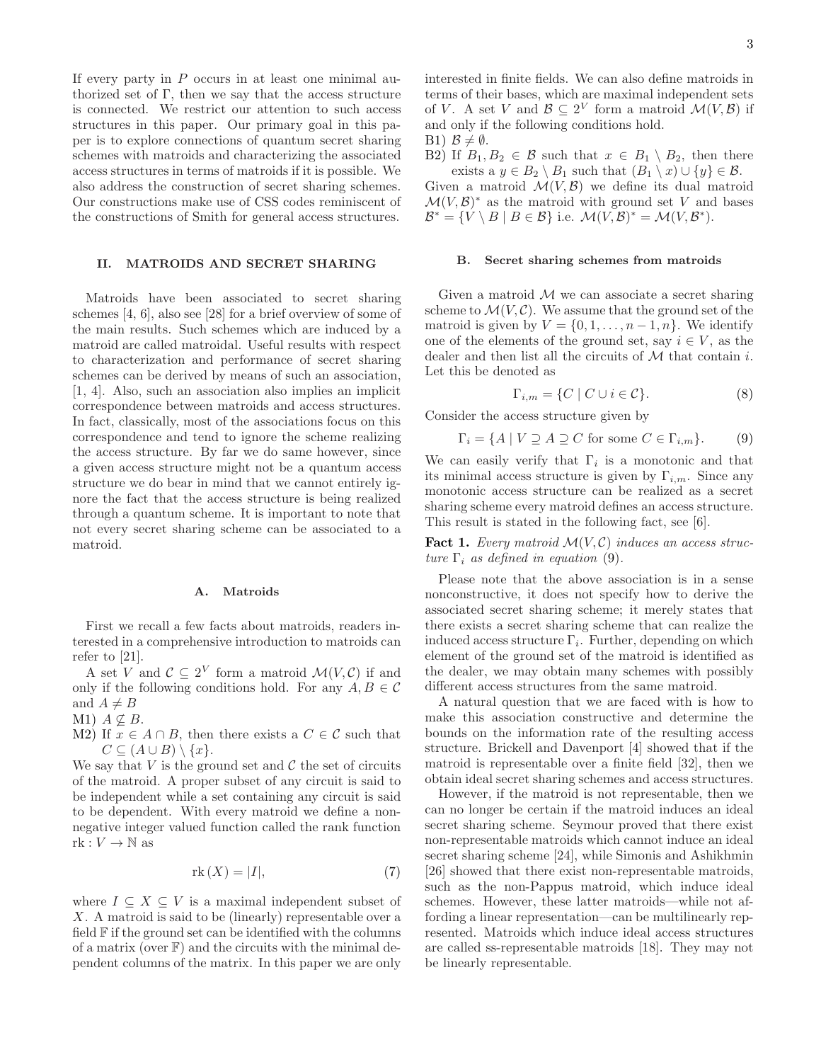If every party in $P$ occurs in at least one minimal authorized set of $\Gamma$, then we say that the access structure is connected. We restrict our attention to such access structures in this paper. Our primary goal in this paper is to explore connections of quantum secret sharing schemes with matroids and characterizing the associated access structures in terms of matroids if it is possible. We also address the construction of secret sharing schemes. Our constructions make use of CSS codes reminiscent of the constructions of Smith for general access structures.

## II. MATROIDS AND SECRET SHARING

Matroids have been associated to secret sharing schemes [4, 6], also see [28] for a brief overview of some of the main results. Such schemes which are induced by a matroid are called matroidal. Useful results with respect to characterization and performance of secret sharing schemes can be derived by means of such an association, [1, 4]. Also, such an association also implies an implicit correspondence between matroids and access structures. In fact, classically, most of the associations focus on this correspondence and tend to ignore the scheme realizing the access structure. By far we do same however, since a given access structure might not be a quantum access structure we do bear in mind that we cannot entirely ignore the fact that the access structure is being realized through a quantum scheme. It is important to note that not every secret sharing scheme can be associated to a matroid.

### A. Matroids

First we recall a few facts about matroids, readers interested in a comprehensive introduction to matroids can refer to [21].

A set $V$ and $\mathcal{C} \subseteq 2^V$ form a matroid $\mathcal{M}(V,\mathcal{C})$ if and only if the following conditions hold. For any $A, B \in \mathcal{C}$ and $A \neq B$

M1) $A \not\subseteq B$.

M2) If $x \in A \cap B$, then there exists a $C \in \mathcal{C}$ such that $C \subseteq (A \cup B) \setminus \{x\}$.

We say that $V$ is the ground set and $\mathcal{C}$ the set of circuits of the matroid. A proper subset of any circuit is said to be independent while a set containing any circuit is said to be dependent. With every matroid we define a non-negative integer valued function called the rank function $\mathrm{rk} : V \to \mathbb{N}$ as

$$\mathrm{rk}\,(X) = |I|, \tag{7}$$

where $I \subseteq X \subseteq V$ is a maximal independent subset of $X$. A matroid is said to be (linearly) representable over a field $\mathbb{F}$ if the ground set can be identified with the columns of a matrix (over $\mathbb{F}$) and the circuits with the minimal dependent columns of the matrix. In this paper we are only interested in finite fields. We can also define matroids in terms of their bases, which are maximal independent sets of $V$. A set $V$ and $\mathcal{B} \subseteq 2^V$ form a matroid $\mathcal{M}(V,\mathcal{B})$ if and only if the following conditions hold.

B1) $\mathcal{B} \neq \emptyset$.

B2) If $B_1, B_2 \in \mathcal{B}$ such that $x \in B_1 \setminus B_2$, then there exists a $y \in B_2 \setminus B_1$ such that $(B_1 \setminus x) \cup \{y\} \in \mathcal{B}$.

Given a matroid $\mathcal{M}(V,\mathcal{B})$ we define its dual matroid $\mathcal{M}(V,\mathcal{B})^*$ as the matroid with ground set $V$ and bases $\mathcal{B}^* = \{V \setminus B \mid B \in \mathcal{B}\}$ i.e. $\mathcal{M}(V,\mathcal{B})^* = \mathcal{M}(V,\mathcal{B}^*)$.

### B. Secret sharing schemes from matroids

Given a matroid $\mathcal{M}$ we can associate a secret sharing scheme to $\mathcal{M}(V,\mathcal{C})$. We assume that the ground set of the matroid is given by $V = \{0, 1, \ldots, n-1, n\}$. We identify one of the elements of the ground set, say $i \in V$, as the dealer and then list all the circuits of $\mathcal{M}$ that contain $i$. Let this be denoted as

$$\Gamma_{i,m} = \{C \mid C \cup i \in \mathcal{C}\}. \tag{8}$$

Consider the access structure given by

$$\Gamma_i = \{A \mid V \supseteq A \supseteq C \text{ for some } C \in \Gamma_{i,m}\}. \tag{9}$$

We can easily verify that $\Gamma_i$ is a monotonic and that its minimal access structure is given by $\Gamma_{i,m}$. Since any monotonic access structure can be realized as a secret sharing scheme every matroid defines an access structure. This result is stated in the following fact, see [6].

**Fact 1.** *Every matroid $\mathcal{M}(V,\mathcal{C})$ induces an access structure $\Gamma_i$ as defined in equation (9).*

Please note that the above association is in a sense nonconstructive, it does not specify how to derive the associated secret sharing scheme; it merely states that there exists a secret sharing scheme that can realize the induced access structure $\Gamma_i$. Further, depending on which element of the ground set of the matroid is identified as the dealer, we may obtain many schemes with possibly different access structures from the same matroid.

A natural question that we are faced with is how to make this association constructive and determine the bounds on the information rate of the resulting access structure. Brickell and Davenport [4] showed that if the matroid is representable over a finite field [32], then we obtain ideal secret sharing schemes and access structures.

However, if the matroid is not representable, then we can no longer be certain if the matroid induces an ideal secret sharing scheme. Seymour proved that there exist non-representable matroids which cannot induce an ideal secret sharing scheme [24], while Simonis and Ashikhmin [26] showed that there exist non-representable matroids, such as the non-Pappus matroid, which induce ideal schemes. However, these latter matroids—while not affording a linear representation—can be multilinearly represented. Matroids which induce ideal access structures are called ss-representable matroids [18]. They may not be linearly representable.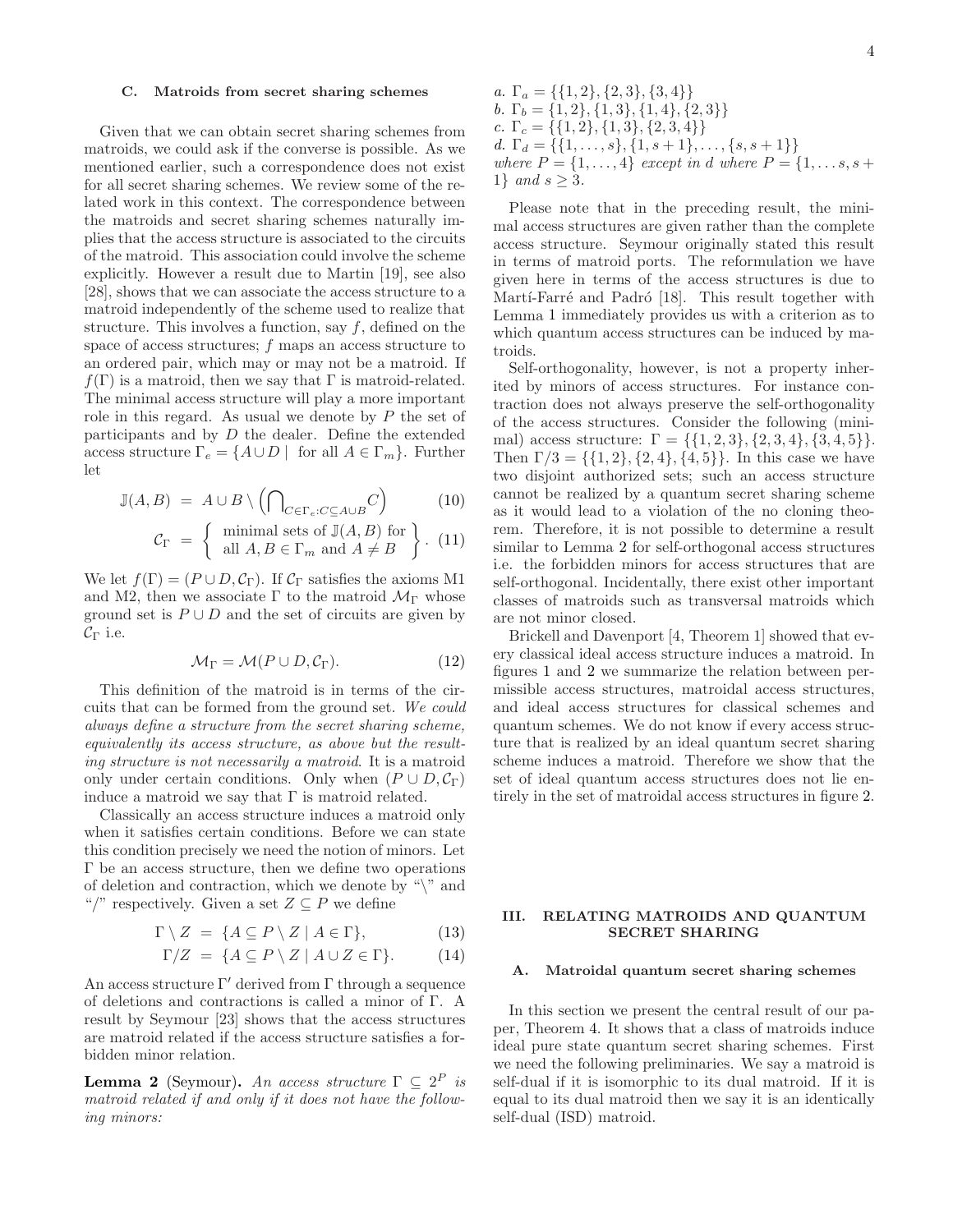### C. Matroids from secret sharing schemes

Given that we can obtain secret sharing schemes from matroids, we could ask if the converse is possible. As we mentioned earlier, such a correspondence does not exist for all secret sharing schemes. We review some of the related work in this context. The correspondence between the matroids and secret sharing schemes naturally implies that the access structure is associated to the circuits of the matroid. This association could involve the scheme explicitly. However a result due to Martin [19], see also [28], shows that we can associate the access structure to a matroid independently of the scheme used to realize that structure. This involves a function, say $f$, defined on the space of access structures; $f$ maps an access structure to an ordered pair, which may or may not be a matroid. If $f(\Gamma)$ is a matroid, then we say that $\Gamma$ is matroid-related. The minimal access structure will play a more important role in this regard. As usual we denote by $P$ the set of participants and by $D$ the dealer. Define the extended access structure $\Gamma_e = \{A \cup D \mid \text{ for all } A \in \Gamma_m\}$. Further let

$$\mathbb{J}(A,B) \;=\; A \cup B \setminus \Big(\bigcap_{C \in \Gamma_e : C \subseteq A \cup B} C\Big) \tag{10}$$

$$\mathcal{C}_\Gamma \;=\; \left\{ \begin{array}{c} \text{minimal sets of } \mathbb{J}(A,B) \text{ for} \\ \text{all } A, B \in \Gamma_m \text{ and } A \neq B \end{array} \right\}. \tag{11}$$

We let $f(\Gamma) = (P \cup D, \mathcal{C}_\Gamma)$. If $\mathcal{C}_\Gamma$ satisfies the axioms M1 and M2, then we associate $\Gamma$ to the matroid $\mathcal{M}_\Gamma$ whose ground set is $P \cup D$ and the set of circuits are given by $\mathcal{C}_\Gamma$ i.e.

$$\mathcal{M}_\Gamma = \mathcal{M}(P \cup D, \mathcal{C}_\Gamma). \tag{12}$$

This definition of the matroid is in terms of the circuits that can be formed from the ground set. *We could always define a structure from the secret sharing scheme, equivalently its access structure, as above but the resulting structure is not necessarily a matroid.* It is a matroid only under certain conditions. Only when $(P \cup D, \mathcal{C}_\Gamma)$ induce a matroid we say that $\Gamma$ is matroid related.

Classically an access structure induces a matroid only when it satisfies certain conditions. Before we can state this condition precisely we need the notion of minors. Let $\Gamma$ be an access structure, then we define two operations of deletion and contraction, which we denote by "$\setminus$" and "/" respectively. Given a set $Z \subseteq P$ we define

$$\Gamma \setminus Z \;=\; \{A \subseteq P \setminus Z \mid A \in \Gamma\}, \tag{13}$$

$$\Gamma / Z \;=\; \{A \subseteq P \setminus Z \mid A \cup Z \in \Gamma\}. \tag{14}$$

An access structure $\Gamma'$ derived from $\Gamma$ through a sequence of deletions and contractions is called a minor of $\Gamma$. A result by Seymour [23] shows that the access structures are matroid related if the access structure satisfies a forbidden minor relation.

**Lemma 2** (Seymour). *An access structure $\Gamma \subseteq 2^P$ is matroid related if and only if it does not have the following minors:*

*a.* $\Gamma_a = \{\{1,2\},\{2,3\},\{3,4\}\}$
*b.* $\Gamma_b = \{1,2\},\{1,3\},\{1,4\},\{2,3\}\}$
*c.* $\Gamma_c = \{\{1,2\},\{1,3\},\{2,3,4\}\}$
*d.* $\Gamma_d = \{\{1,\ldots,s\},\{1,s+1\},\ldots,\{s,s+1\}\}$
*where* $P = \{1,\ldots,4\}$ *except in d where* $P = \{1,\ldots s, s+1\}$ *and* $s \geq 3$.

Please note that in the preceding result, the minimal access structures are given rather than the complete access structure. Seymour originally stated this result in terms of matroid ports. The reformulation we have given here in terms of the access structures is due to Martí-Farré and Padró [18]. This result together with Lemma 1 immediately provides us with a criterion as to which quantum access structures can be induced by matroids.

Self-orthogonality, however, is not a property inherited by minors of access structures. For instance contraction does not always preserve the self-orthogonality of the access structures. Consider the following (minimal) access structure: $\Gamma = \{\{1,2,3\},\{2,3,4\},\{3,4,5\}\}$. Then $\Gamma/3 = \{\{1,2\},\{2,4\},\{4,5\}\}$. In this case we have two disjoint authorized sets; such an access structure cannot be realized by a quantum secret sharing scheme as it would lead to a violation of the no cloning theorem. Therefore, it is not possible to determine a result similar to Lemma 2 for self-orthogonal access structures i.e. the forbidden minors for access structures that are self-orthogonal. Incidentally, there exist other important classes of matroids such as transversal matroids which are not minor closed.

Brickell and Davenport [4, Theorem 1] showed that every classical ideal access structure induces a matroid. In figures 1 and 2 we summarize the relation between permissible access structures, matroidal access structures, and ideal access structures for classical schemes and quantum schemes. We do not know if every access structure that is realized by an ideal quantum secret sharing scheme induces a matroid. Therefore we show that the set of ideal quantum access structures does not lie entirely in the set of matroidal access structures in figure 2.

## III. RELATING MATROIDS AND QUANTUM SECRET SHARING

### A. Matroidal quantum secret sharing schemes

In this section we present the central result of our paper, Theorem 4. It shows that a class of matroids induce ideal pure state quantum secret sharing schemes. First we need the following preliminaries. We say a matroid is self-dual if it is isomorphic to its dual matroid. If it is equal to its dual matroid then we say it is an identically self-dual (ISD) matroid.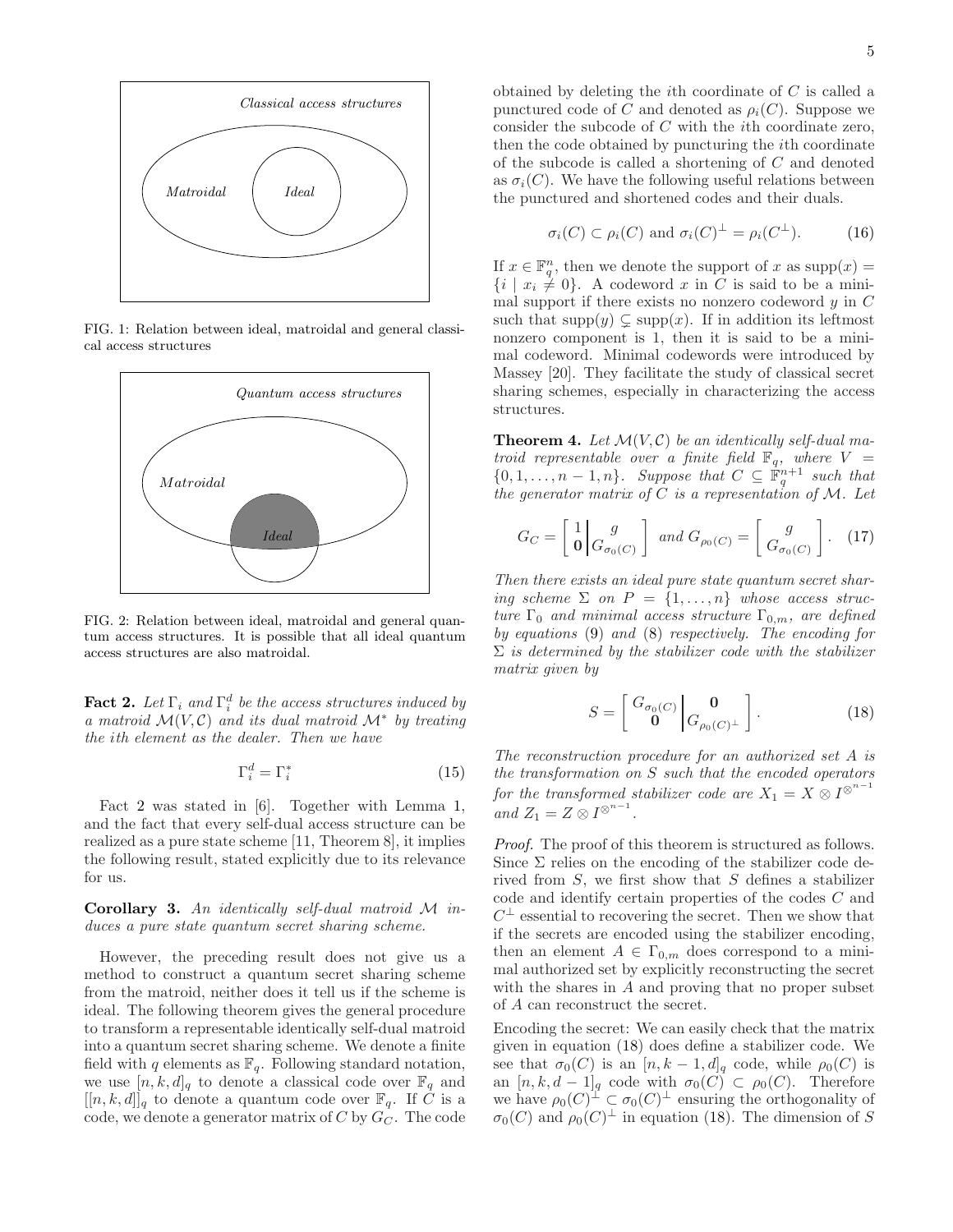FIG. 1: Relation between ideal, matroidal and general classical access structures

FIG. 2: Relation between ideal, matroidal and general quantum access structures. It is possible that all ideal quantum access structures are also matroidal.

**Fact 2.** *Let $\Gamma_i$ and $\Gamma_i^d$ be the access structures induced by a matroid $\mathcal{M}(V, \mathcal{C})$ and its dual matroid $\mathcal{M}^*$ by treating the $i$th element as the dealer. Then we have*

$$\Gamma_i^d = \Gamma_i^* \tag{15}$$

Fact 2 was stated in [6]. Together with Lemma 1, and the fact that every self-dual access structure can be realized as a pure state scheme [11, Theorem 8], it implies the following result, stated explicitly due to its relevance for us.

**Corollary 3.** *An identically self-dual matroid $\mathcal{M}$ induces a pure state quantum secret sharing scheme.*

However, the preceding result does not give us a method to construct a quantum secret sharing scheme from the matroid, neither does it tell us if the scheme is ideal. The following theorem gives the general procedure to transform a representable identically self-dual matroid into a quantum secret sharing scheme. We denote a finite field with $q$ elements as $\mathbb{F}_q$. Following standard notation, we use $[n, k, d]_q$ to denote a classical code over $\mathbb{F}_q$ and $[[n, k, d]]_q$ to denote a quantum code over $\mathbb{F}_q$. If $C$ is a code, we denote a generator matrix of $C$ by $G_C$. The code obtained by deleting the $i$th coordinate of $C$ is called a punctured code of $C$ and denoted as $\rho_i(C)$. Suppose we consider the subcode of $C$ with the $i$th coordinate zero, then the code obtained by puncturing the $i$th coordinate of the subcode is called a shortening of $C$ and denoted as $\sigma_i(C)$. We have the following useful relations between the punctured and shortened codes and their duals.

$$\sigma_i(C) \subset \rho_i(C) \text{ and } \sigma_i(C)^\perp = \rho_i(C^\perp). \tag{16}$$

If $x \in \mathbb{F}_q^n$, then we denote the support of $x$ as $\text{supp}(x) = \{i \mid x_i \neq 0\}$. A codeword $x$ in $C$ is said to be a minimal support if there exists no nonzero codeword $y$ in $C$ such that $\text{supp}(y) \subsetneq \text{supp}(x)$. If in addition its leftmost nonzero component is 1, then it is said to be a minimal codeword. Minimal codewords were introduced by Massey [20]. They facilitate the study of classical secret sharing schemes, especially in characterizing the access structures.

**Theorem 4.** *Let $\mathcal{M}(V, \mathcal{C})$ be an identically self-dual matroid representable over a finite field $\mathbb{F}_q$, where $V = \{0, 1, \ldots, n-1, n\}$. Suppose that $C \subseteq \mathbb{F}_q^{n+1}$ such that the generator matrix of $C$ is a representation of $\mathcal{M}$. Let*

$$G_C = \left[ \begin{array}{c|c} 1 & g \\ \mathbf{0} & G_{\sigma_0(C)} \end{array} \right] \text{ and } G_{\rho_0(C)} = \left[ \begin{array}{c} g \\ G_{\sigma_0(C)} \end{array} \right]. \tag{17}$$

*Then there exists an ideal pure state quantum secret sharing scheme $\Sigma$ on $P = \{1, \ldots, n\}$ whose access structure $\Gamma_0$ and minimal access structure $\Gamma_{0,m}$, are defined by equations* (9) *and* (8) *respectively. The encoding for $\Sigma$ is determined by the stabilizer code with the stabilizer matrix given by*

$$S = \left[ \begin{array}{c|c} G_{\sigma_0(C)} & \mathbf{0} \\ \mathbf{0} & G_{\rho_0(C)^\perp} \end{array} \right]. \tag{18}$$

*The reconstruction procedure for an authorized set $A$ is the transformation on $S$ such that the encoded operators for the transformed stabilizer code are $X_1 = X \otimes I^{\otimes^{n-1}}$ and $Z_1 = Z \otimes I^{\otimes^{n-1}}$.*

*Proof.* The proof of this theorem is structured as follows. Since $\Sigma$ relies on the encoding of the stabilizer code derived from $S$, we first show that $S$ defines a stabilizer code and identify certain properties of the codes $C$ and $C^\perp$ essential to recovering the secret. Then we show that if the secrets are encoded using the stabilizer encoding, then an element $A \in \Gamma_{0,m}$ does correspond to a minimal authorized set by explicitly reconstructing the secret with the shares in $A$ and proving that no proper subset of $A$ can reconstruct the secret.

Encoding the secret: We can easily check that the matrix given in equation (18) does define a stabilizer code. We see that $\sigma_0(C)$ is an $[n, k-1, d]_q$ code, while $\rho_0(C)$ is an $[n, k, d-1]_q$ code with $\sigma_0(C) \subset \rho_0(C)$. Therefore we have $\rho_0(C)^\perp \subset \sigma_0(C)^\perp$ ensuring the orthogonality of $\sigma_0(C)$ and $\rho_0(C)^\perp$ in equation (18). The dimension of $S$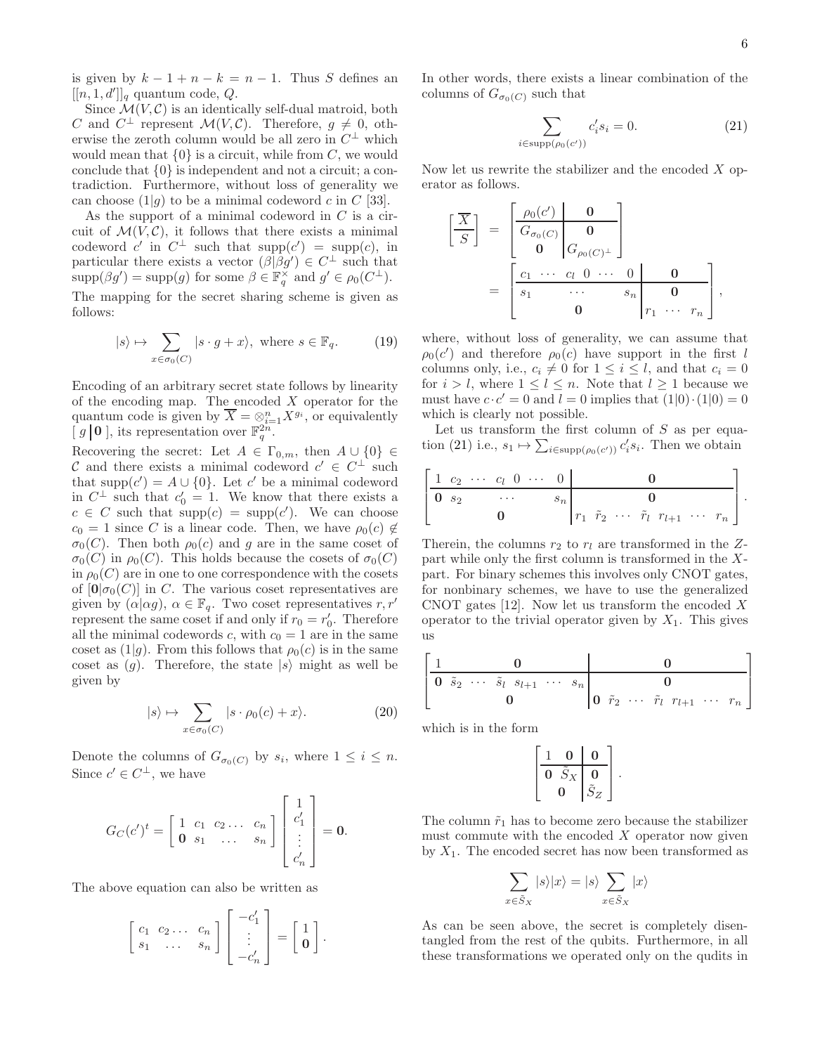is given by $k-1+n-k = n-1$. Thus $S$ defines an $[[n,1,d']]_q$ quantum code, $Q$.

Since $\mathcal{M}(V,\mathcal{C})$ is an identically self-dual matroid, both $C$ and $C^\perp$ represent $\mathcal{M}(V,\mathcal{C})$. Therefore, $g \neq 0$, otherwise the zeroth column would be all zero in $C^\perp$ which would mean that $\{0\}$ is a circuit, while from $C$, we would conclude that $\{0\}$ is independent and not a circuit; a contradiction. Furthermore, without loss of generality we can choose $(1|g)$ to be a minimal codeword $c$ in $C$ [33].

As the support of a minimal codeword in $C$ is a circuit of $\mathcal{M}(V,\mathcal{C})$, it follows that there exists a minimal codeword $c'$ in $C^\perp$ such that $\mathrm{supp}(c') = \mathrm{supp}(c)$, in particular there exists a vector $(\beta|\beta g') \in C^\perp$ such that $\mathrm{supp}(\beta g') = \mathrm{supp}(g)$ for some $\beta \in \mathbb{F}_q^\times$ and $g' \in \rho_0(C^\perp)$.
The mapping for the secret sharing scheme is given as follows:

$$|s\rangle \mapsto \sum_{x\in\sigma_0(C)} |s\cdot g + x\rangle, \text{ where } s\in\mathbb{F}_q. \tag{19}$$

Encoding of an arbitrary secret state follows by linearity of the encoding map. The encoded $X$ operator for the quantum code is given by $\overline{X} = \otimes_{i=1}^n X^{g_i}$, or equivalently $[\, g \,|\, \mathbf{0}\,]$, its representation over $\mathbb{F}_q^{2n}$.
Recovering the secret: Let $A \in \Gamma_{0,m}$, then $A\cup\{0\} \in \mathcal{C}$ and there exists a minimal codeword $c' \in C^\perp$ such that $\mathrm{supp}(c') = A\cup\{0\}$. Let $c'$ be a minimal codeword in $C^\perp$ such that $c'_0 = 1$. We know that there exists a $c \in C$ such that $\mathrm{supp}(c) = \mathrm{supp}(c')$. We can choose $c_0 = 1$ since $C$ is a linear code. Then, we have $\rho_0(c) \notin \sigma_0(C)$. Then both $\rho_0(c)$ and $g$ are in the same coset of $\sigma_0(C)$ in $\rho_0(C)$. This holds because the cosets of $\sigma_0(C)$ in $\rho_0(C)$ are in one to one correspondence with the cosets of $[\mathbf{0}|\sigma_0(C)]$ in $C$. The various coset representatives are given by $(\alpha|\alpha g)$, $\alpha\in\mathbb{F}_q$. Two coset representatives $r, r'$ represent the same coset if and only if $r_0 = r'_0$. Therefore all the minimal codewords $c$, with $c_0 = 1$ are in the same coset as $(1|g)$. From this follows that $\rho_0(c)$ is in the same coset as $(g)$. Therefore, the state $|s\rangle$ might as well be given by

$$|s\rangle \mapsto \sum_{x\in\sigma_0(C)} |s\cdot \rho_0(c) + x\rangle. \tag{20}$$

Denote the columns of $G_{\sigma_0(C)}$ by $s_i$, where $1\le i\le n$. Since $c' \in C^\perp$, we have

$$G_C(c')^t = \begin{bmatrix} 1 & c_1 & c_2 \dots & c_n \\ \mathbf{0} & s_1 & \dots & s_n \end{bmatrix} \begin{bmatrix} 1 \\ c'_1 \\ \vdots \\ c'_n \end{bmatrix} = \mathbf{0}.$$

The above equation can also be written as

$$\begin{bmatrix} c_1 & c_2 \dots & c_n \\ s_1 & \dots & s_n \end{bmatrix} \begin{bmatrix} -c'_1 \\ \vdots \\ -c'_n \end{bmatrix} = \begin{bmatrix} 1 \\ \mathbf{0} \end{bmatrix}.$$

In other words, there exists a linear combination of the columns of $G_{\sigma_0(C)}$ such that

$$\sum_{i\in\mathrm{supp}(\rho_0(c'))} c'_i s_i = 0. \tag{21}$$

Now let us rewrite the stabilizer and the encoded $X$ operator as follows.

$$\left[\frac{\overline{X}}{S}\right] = \left[\begin{array}{c|c} \rho_0(c') & \mathbf{0} \\ \hline G_{\sigma_0(C)} & \mathbf{0} \\ \mathbf{0} & G_{\rho_0(C)^\perp} \end{array}\right] = \left[\begin{array}{ccccccc|ccc} c_1 & \cdots & c_l & 0 & \cdots & 0 & & & \mathbf{0} & \\ \hline s_1 & & & \cdots & & s_n & & & \mathbf{0} & \\ & & & \mathbf{0} & & & & r_1 & \cdots & r_n \end{array}\right],$$

where, without loss of generality, we can assume that $\rho_0(c')$ and therefore $\rho_0(c)$ have support in the first $l$ columns only, i.e., $c_i \neq 0$ for $1\le i\le l$, and that $c_i = 0$ for $i > l$, where $1\le l\le n$. Note that $l\ge 1$ because we must have $c\cdot c' = 0$ and $l = 0$ implies that $(1|0)\cdot(1|0) = 0$ which is clearly not possible.

Let us transform the first column of $S$ as per equation (21) i.e., $s_1 \mapsto \sum_{i\in\mathrm{supp}(\rho_0(c'))} c'_i s_i$. Then we obtain

$$\left[\begin{array}{ccccccc|ccccccc} 1 & c_2 & \cdots & c_l & 0 & \cdots & 0 & & & & \mathbf{0} & & & \\ \hline \mathbf{0} & s_2 & & \cdots & & & s_n & & & & \mathbf{0} & & & \\ & & & \mathbf{0} & & & & r_1 & \tilde{r}_2 & \cdots & \tilde{r}_l & r_{l+1} & \cdots & r_n \end{array}\right].$$

Therein, the columns $r_2$ to $r_l$ are transformed in the $Z$-part while only the first column is transformed in the $X$-part. For binary schemes this involves only CNOT gates, for nonbinary schemes, we have to use the generalized CNOT gates [12]. Now let us transform the encoded $X$ operator to the trivial operator given by $X_1$. This gives us

$$\left[\begin{array}{ccccccc|ccccccc} 1 & & & \mathbf{0} & & & & & & & \mathbf{0} & & & \\ \hline \mathbf{0} & \tilde{s}_2 & \cdots & \tilde{s}_l & s_{l+1} & \cdots & s_n & & & & \mathbf{0} & & & \\ & & & \mathbf{0} & & & & \mathbf{0} & \tilde{r}_2 & \cdots & \tilde{r}_l & r_{l+1} & \cdots & r_n \end{array}\right]$$

which is in the form

$$\left[\begin{array}{cc|c} 1 & \mathbf{0} & \mathbf{0} \\ \hline \mathbf{0} & \tilde{S}_X & \mathbf{0} \\ & \mathbf{0} & \tilde{S}_Z \end{array}\right].$$

The column $\tilde{r}_1$ has to become zero because the stabilizer must commute with the encoded $X$ operator now given by $X_1$. The encoded secret has now been transformed as

$$\sum_{x\in\tilde{S}_X} |s\rangle|x\rangle = |s\rangle \sum_{x\in\tilde{S}_X} |x\rangle$$

As can be seen above, the secret is completely disentangled from the rest of the qubits. Furthermore, in all these transformations we operated only on the qudits in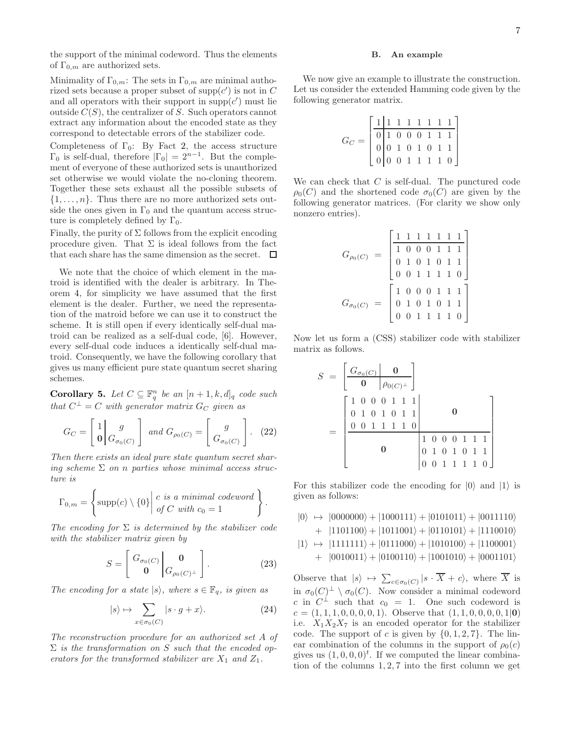the support of the minimal codeword. Thus the elements of $\Gamma_{0,m}$ are authorized sets.

Minimality of $\Gamma_{0,m}$: The sets in $\Gamma_{0,m}$ are minimal authorized sets because a proper subset of $\text{supp}(c')$ is not in $C$ and all operators with their support in $\text{supp}(c')$ must lie outside $C(S)$, the centralizer of $S$. Such operators cannot extract any information about the encoded state as they correspond to detectable errors of the stabilizer code.

Completeness of $\Gamma_0$: By Fact 2, the access structure $\Gamma_0$ is self-dual, therefore $|\Gamma_0| = 2^{n-1}$. But the complement of everyone of these authorized sets is unauthorized set otherwise we would violate the no-cloning theorem. Together these sets exhaust all the possible subsets of $\{1, \ldots, n\}$. Thus there are no more authorized sets outside the ones given in $\Gamma_0$ and the quantum access structure is completely defined by $\Gamma_0$.

Finally, the purity of $\Sigma$ follows from the explicit encoding procedure given. That $\Sigma$ is ideal follows from the fact that each share has the same dimension as the secret. $\square$

We note that the choice of which element in the matroid is identified with the dealer is arbitrary. In Theorem 4, for simplicity we have assumed that the first element is the dealer. Further, we need the representation of the matroid before we can use it to construct the scheme. It is still open if every identically self-dual matroid can be realized as a self-dual code, [6]. However, every self-dual code induces a identically self-dual matroid. Consequently, we have the following corollary that gives us many efficient pure state quantum secret sharing schemes.

**Corollary 5.** *Let $C \subseteq \mathbb{F}_q^n$ be an $[n+1, k, d]_q$ code such that $C^\perp = C$ with generator matrix $G_C$ given as*

$$G_C = \left[\begin{array}{c|c} 1 & g \\ \mathbf{0} & G_{\sigma_0(C)} \end{array}\right] \text{ and } G_{\rho_0(C)} = \left[\begin{array}{c} g \\ G_{\sigma_0(C)} \end{array}\right]. \quad (22)$$

*Then there exists an ideal pure state quantum secret sharing scheme $\Sigma$ on $n$ parties whose minimal access structure is*

$$\Gamma_{0,m} = \left\{ \text{supp}(c) \setminus \{0\} \,\middle|\, \begin{array}{l} c \text{ is a minimal codeword} \\ \text{of } C \text{ with } c_0 = 1 \end{array} \right\}.$$

*The encoding for $\Sigma$ is determined by the stabilizer code with the stabilizer matrix given by*

$$S = \left[\begin{array}{c|c} G_{\sigma_0(C)} & \mathbf{0} \\ \mathbf{0} & G_{\rho_0(C)^\perp} \end{array}\right]. \quad (23)$$

*The encoding for a state $|s\rangle$, where $s \in \mathbb{F}_q$, is given as*

$$|s\rangle \mapsto \sum_{x \in \sigma_0(C)} |s \cdot g + x\rangle. \quad (24)$$

*The reconstruction procedure for an authorized set $A$ of $\Sigma$ is the transformation on $S$ such that the encoded operators for the transformed stabilizer are $X_1$ and $Z_1$.*

### B. An example

We now give an example to illustrate the construction. Let us consider the extended Hamming code given by the following generator matrix.

$$G_C = \left[\begin{array}{c|ccccccc} 1 & 1 & 1 & 1 & 1 & 1 & 1 & 1 \\ \hline 0 & 1 & 0 & 0 & 0 & 1 & 1 & 1 \\ 0 & 0 & 1 & 0 & 1 & 0 & 1 & 1 \\ 0 & 0 & 0 & 1 & 1 & 1 & 1 & 0 \end{array}\right]$$

We can check that $C$ is self-dual. The punctured code $\rho_0(C)$ and the shortened code $\sigma_0(C)$ are given by the following generator matrices. (For clarity we show only nonzero entries).

$$G_{\rho_0(C)} = \left[\begin{array}{ccccccc} 1 & 1 & 1 & 1 & 1 & 1 & 1 \\ \hline 1 & 0 & 0 & 0 & 1 & 1 & 1 \\ 0 & 1 & 0 & 1 & 0 & 1 & 1 \\ 0 & 0 & 1 & 1 & 1 & 1 & 0 \end{array}\right]$$

$$G_{\sigma_0(C)} = \left[\begin{array}{ccccccc} 1 & 0 & 0 & 0 & 1 & 1 & 1 \\ 0 & 1 & 0 & 1 & 0 & 1 & 1 \\ 0 & 0 & 1 & 1 & 1 & 1 & 0 \end{array}\right]$$

Now let us form a (CSS) stabilizer code with stabilizer matrix as follows.

$$S = \left[\begin{array}{c|c} G_{\sigma_0(C)} & \mathbf{0} \\ \hline \mathbf{0} & \rho_{0(C)^\perp} \end{array}\right] = \left[\begin{array}{ccccccc|ccccccc} 1 & 0 & 0 & 0 & 1 & 1 & 1 & & & & & & & \\ 0 & 1 & 0 & 1 & 0 & 1 & 1 & & & & \mathbf{0} & & & \\ 0 & 0 & 1 & 1 & 1 & 1 & 0 & & & & & & & \\ \hline & & & & & & & 1 & 0 & 0 & 0 & 1 & 1 & 1 \\ & & & \mathbf{0} & & & & 0 & 1 & 0 & 1 & 0 & 1 & 1 \\ & & & & & & & 0 & 0 & 1 & 1 & 1 & 1 & 0 \end{array}\right]$$

For this stabilizer code the encoding for $|0\rangle$ and $|1\rangle$ is given as follows:

$$\begin{aligned} |0\rangle \;\mapsto\; & |0000000\rangle + |1000111\rangle + |0101011\rangle + |0011110\rangle \\ & + |1101100\rangle + |1011001\rangle + |0110101\rangle + |1110010\rangle \\ |1\rangle \;\mapsto\; & |1111111\rangle + |0111000\rangle + |1010100\rangle + |1100001\rangle \\ & + |0010011\rangle + |0100110\rangle + |1001010\rangle + |0001101\rangle \end{aligned}$$

Observe that $|s\rangle \mapsto \sum_{c \in \sigma_0(C)} |s \cdot \overline{X} + c\rangle$, where $\overline{X}$ is in $\sigma_0(C)^\perp \setminus \sigma_0(C)$. Now consider a minimal codeword $c$ in $C^\perp$ such that $c_0 = 1$. One such codeword is $c = (1, 1, 1, 0, 0, 0, 0, 1)$. Observe that $(1, 1, 0, 0, 0, 0, 1|\mathbf{0})$ i.e. $X_1 X_2 X_7$ is an encoded operator for the stabilizer code. The support of $c$ is given by $\{0, 1, 2, 7\}$. The linear combination of the columns in the support of $\rho_0(c)$ gives us $(1, 0, 0, 0)^t$. If we computed the linear combination of the columns $1, 2, 7$ into the first column we get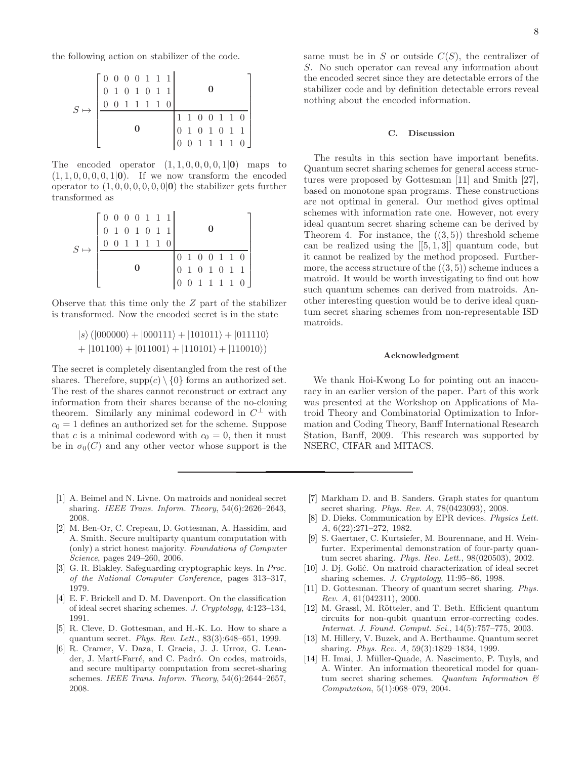the following action on stabilizer of the code.

$$S \mapsto \left[\begin{array}{ccccccc|ccccccc}
0&0&0&0&1&1&1 & & & & & & & \\
0&1&0&1&0&1&1 & & & &\mathbf{0}& & & \\
0&0&1&1&1&1&0 & & & & & & & \\ \hline
 & & & & & & & 1&1&0&0&1&1&0\\
 & & &\mathbf{0}& & & & 0&1&0&1&0&1&1\\
 & & & & & & & 0&0&1&1&1&1&0
\end{array}\right]$$

The encoded operator $(1,1,0,0,0,0,1|\mathbf{0})$ maps to $(1,1,0,0,0,0,1|\mathbf{0})$. If we now transform the encoded operator to $(1,0,0,0,0,0,0|\mathbf{0})$ the stabilizer gets further transformed as

$$S \mapsto \left[\begin{array}{ccccccc|ccccccc}
0&0&0&0&1&1&1 & & & & & & & \\
0&1&0&1&0&1&1 & & & &\mathbf{0}& & & \\
0&0&1&1&1&1&0 & & & & & & & \\ \hline
 & & & & & & & 0&1&0&0&1&1&0\\
 & & &\mathbf{0}& & & & 0&1&0&1&0&1&1\\
 & & & & & & & 0&0&1&1&1&1&0
\end{array}\right]$$

Observe that this time only the $Z$ part of the stabilizer is transformed. Now the encoded secret is in the state

$$|s\rangle\left(|000000\rangle + |000111\rangle + |101011\rangle + |011110\rangle + |101100\rangle + |011001\rangle + |110101\rangle + |110010\rangle\right)$$

The secret is completely disentangled from the rest of the shares. Therefore, $\mathrm{supp}(c)\setminus\{0\}$ forms an authorized set. The rest of the shares cannot reconstruct or extract any information from their shares because of the no-cloning theorem. Similarly any minimal codeword in $C^\perp$ with $c_0 = 1$ defines an authorized set for the scheme. Suppose that $c$ is a minimal codeword with $c_0 = 0$, then it must be in $\sigma_0(C)$ and any other vector whose support is the same must be in $S$ or outside $C(S)$, the centralizer of $S$. No such operator can reveal any information about the encoded secret since they are detectable errors of the stabilizer code and by definition detectable errors reveal nothing about the encoded information.

### C. Discussion

The results in this section have important benefits. Quantum secret sharing schemes for general access structures were proposed by Gottesman [11] and Smith [27], based on monotone span programs. These constructions are not optimal in general. Our method gives optimal schemes with information rate one. However, not every ideal quantum secret sharing scheme can be derived by Theorem 4. For instance, the $((3,5))$ threshold scheme can be realized using the $[[5,1,3]]$ quantum code, but it cannot be realized by the method proposed. Furthermore, the access structure of the $((3,5))$ scheme induces a matroid. It would be worth investigating to find out how such quantum schemes can derived from matroids. Another interesting question would be to derive ideal quantum secret sharing schemes from non-representable ISD matroids.

#### Acknowledgment

We thank Hoi-Kwong Lo for pointing out an inaccuracy in an earlier version of the paper. Part of this work was presented at the Workshop on Applications of Matroid Theory and Combinatorial Optimization to Information and Coding Theory, Banff International Research Station, Banff, 2009. This research was supported by NSERC, CIFAR and MITACS.

---

[1] A. Beimel and N. Livne. On matroids and nonideal secret sharing. *IEEE Trans. Inform. Theory*, 54(6):2626–2643, 2008.

[2] M. Ben-Or, C. Crepeau, D. Gottesman, A. Hassidim, and A. Smith. Secure multiparty quantum computation with (only) a strict honest majority. *Foundations of Computer Science*, pages 249–260, 2006.

[3] G. R. Blakley. Safeguarding cryptographic keys. In *Proc. of the National Computer Conference*, pages 313–317, 1979.

[4] E. F. Brickell and D. M. Davenport. On the classification of ideal secret sharing schemes. *J. Cryptology*, 4:123–134, 1991.

[5] R. Cleve, D. Gottesman, and H.-K. Lo. How to share a quantum secret. *Phys. Rev. Lett.*, 83(3):648–651, 1999.

[6] R. Cramer, V. Daza, I. Gracia, J. J. Urroz, G. Leander, J. Martí-Farré, and C. Padró. On codes, matroids, and secure multiparty computation from secret-sharing schemes. *IEEE Trans. Inform. Theory*, 54(6):2644–2657, 2008.

[7] Markham D. and B. Sanders. Graph states for quantum secret sharing. *Phys. Rev. A*, 78(0423093), 2008.

[8] D. Dieks. Communication by EPR devices. *Physics Lett. A*, 6(22):271–272, 1982.

[9] S. Gaertner, C. Kurtsiefer, M. Bourennane, and H. Weinfurter. Experimental demonstration of four-party quantum secret sharing. *Phys. Rev. Lett.*, 98(020503), 2002.

[10] J. Dj. Golić. On matroid characterization of ideal secret sharing schemes. *J. Cryptology*, 11:95–86, 1998.

[11] D. Gottesman. Theory of quantum secret sharing. *Phys. Rev. A*, 61(042311), 2000.

[12] M. Grassl, M. Rötteler, and T. Beth. Efficient quantum circuits for non-qubit quantum error-correcting codes. *Internat. J. Found. Comput. Sci.*, 14(5):757–775, 2003.

[13] M. Hillery, V. Buzek, and A. Berthaume. Quantum secret sharing. *Phys. Rev. A*, 59(3):1829–1834, 1999.

[14] H. Imai, J. Müller-Quade, A. Nascimento, P. Tuyls, and A. Winter. An information theoretical model for quantum secret sharing schemes. *Quantum Information & Computation*, 5(1):068–079, 2004.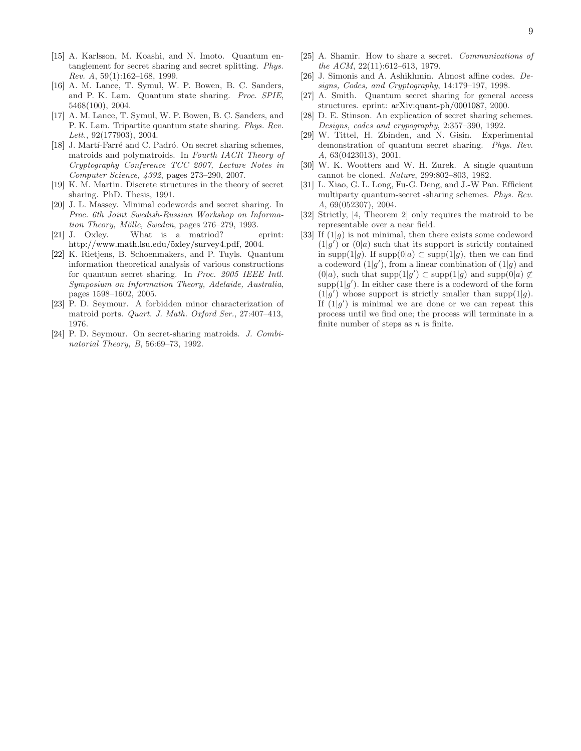[15] A. Karlsson, M. Koashi, and N. Imoto. Quantum entanglement for secret sharing and secret splitting. *Phys. Rev. A*, 59(1):162–168, 1999.

[16] A. M. Lance, T. Symul, W. P. Bowen, B. C. Sanders, and P. K. Lam. Quantum state sharing. *Proc. SPIE*, 5468(100), 2004.

[17] A. M. Lance, T. Symul, W. P. Bowen, B. C. Sanders, and P. K. Lam. Tripartite quantum state sharing. *Phys. Rev. Lett.*, 92(177903), 2004.

[18] J. Martí-Farré and C. Padró. On secret sharing schemes, matroids and polymatroids. In *Fourth IACR Theory of Cryptography Conference TCC 2007, Lecture Notes in Computer Science, 4392*, pages 273–290, 2007.

[19] K. M. Martin. Discrete structures in the theory of secret sharing. PhD. Thesis, 1991.

[20] J. L. Massey. Minimal codewords and secret sharing. In *Proc. 6th Joint Swedish-Russian Workshop on Information Theory, Mölle, Sweden*, pages 276–279, 1993.

[21] J. Oxley. What is a matriod? eprint: http://www.math.lsu.edu/õxley/survey4.pdf, 2004.

[22] K. Rietjens, B. Schoenmakers, and P. Tuyls. Quantum information theoretical analysis of various constructions for quantum secret sharing. In *Proc. 2005 IEEE Intl. Symposium on Information Theory, Adelaide, Australia*, pages 1598–1602, 2005.

[23] P. D. Seymour. A forbidden minor characterization of matroid ports. *Quart. J. Math. Oxford Ser.*, 27:407–413, 1976.

[24] P. D. Seymour. On secret-sharing matroids. *J. Combinatorial Theory, B*, 56:69–73, 1992.

[25] A. Shamir. How to share a secret. *Communications of the ACM*, 22(11):612–613, 1979.

[26] J. Simonis and A. Ashikhmin. Almost affine codes. *Designs, Codes, and Cryptography*, 14:179–197, 1998.

[27] A. Smith. Quantum secret sharing for general access structures. eprint: arXiv:quant-ph/0001087, 2000.

[28] D. E. Stinson. An explication of secret sharing schemes. *Designs, codes and crypography*, 2:357–390, 1992.

[29] W. Tittel, H. Zbinden, and N. Gisin. Experimental demonstration of quantum secret sharing. *Phys. Rev. A*, 63(0423013), 2001.

[30] W. K. Wootters and W. H. Zurek. A single quantum cannot be cloned. *Nature*, 299:802–803, 1982.

[31] L. Xiao, G. L. Long, Fu-G. Deng, and J.-W Pan. Efficient multiparty quantum-secret -sharing schemes. *Phys. Rev. A*, 69(052307), 2004.

[32] Strictly, [4, Theorem 2] only requires the matroid to be representable over a near field.

[33] If $(1|g)$ is not minimal, then there exists some codeword $(1|g')$ or $(0|a)$ such that its support is strictly contained in $\text{supp}(1|g)$. If $\text{supp}(0|a) \subset \text{supp}(1|g)$, then we can find a codeword $(1|g')$, from a linear combination of $(1|g)$ and $(0|a)$, such that $\text{supp}(1|g') \subset \text{supp}(1|g)$ and $\text{supp}(0|a) \not\subset \text{supp}(1|g')$. In either case there is a codeword of the form $(1|g')$ whose support is strictly smaller than $\text{supp}(1|g)$. If $(1|g')$ is minimal we are done or we can repeat this process until we find one; the process will terminate in a finite number of steps as $n$ is finite.